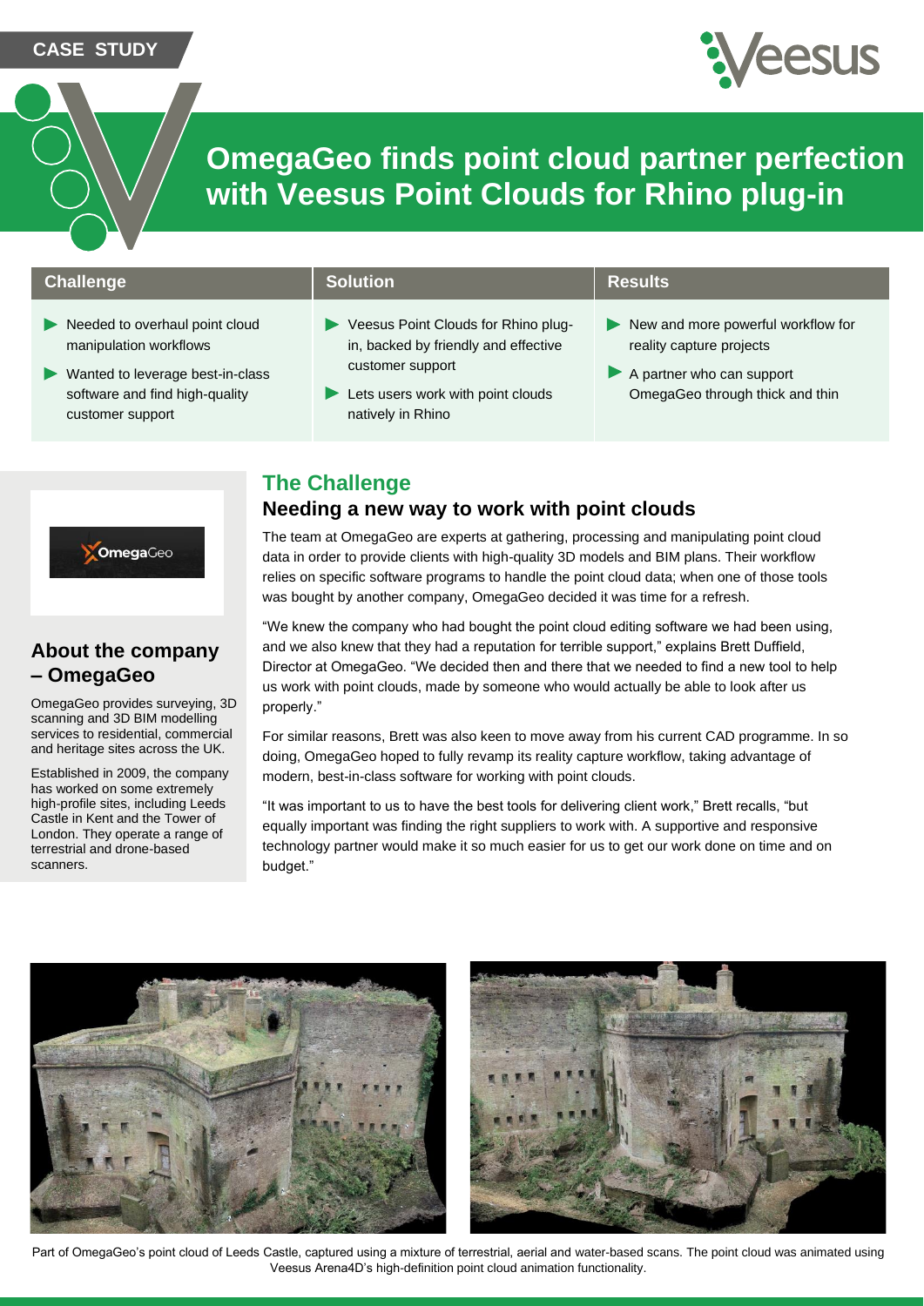CASE STUDY

# OmegaGeo finds point cloud partner perfection with Veesus Point Clouds for Rhino plug-in

| Challenge | Solution | Results |
| --- | --- | --- |
| ▶ Needed to overhaul point cloud manipulation workflows<br>▶ Wanted to leverage best-in-class software and find high-quality customer support | ▶ Veesus Point Clouds for Rhino plug-in, backed by friendly and effective customer support<br>▶ Lets users work with point clouds natively in Rhino | ▶ New and more powerful workflow for reality capture projects<br>▶ A partner who can support OmegaGeo through thick and thin |

## About the company – OmegaGeo

OmegaGeo provides surveying, 3D scanning and 3D BIM modelling services to residential, commercial and heritage sites across the UK.

Established in 2009, the company has worked on some extremely high-profile sites, including Leeds Castle in Kent and the Tower of London. They operate a range of terrestrial and drone-based scanners.

## The Challenge

### Needing a new way to work with point clouds

The team at OmegaGeo are experts at gathering, processing and manipulating point cloud data in order to provide clients with high-quality 3D models and BIM plans. Their workflow relies on specific software programs to handle the point cloud data; when one of those tools was bought by another company, OmegaGeo decided it was time for a refresh.

"We knew the company who had bought the point cloud editing software we had been using, and we also knew that they had a reputation for terrible support," explains Brett Duffield, Director at OmegaGeo. "We decided then and there that we needed to find a new tool to help us work with point clouds, made by someone who would actually be able to look after us properly."

For similar reasons, Brett was also keen to move away from his current CAD programme. In so doing, OmegaGeo hoped to fully revamp its reality capture workflow, taking advantage of modern, best-in-class software for working with point clouds.

"It was important to us to have the best tools for delivering client work," Brett recalls, "but equally important was finding the right suppliers to work with. A supportive and responsive technology partner would make it so much easier for us to get our work done on time and on budget."

Part of OmegaGeo's point cloud of Leeds Castle, captured using a mixture of terrestrial, aerial and water-based scans. The point cloud was animated using Veesus Arena4D's high-definition point cloud animation functionality.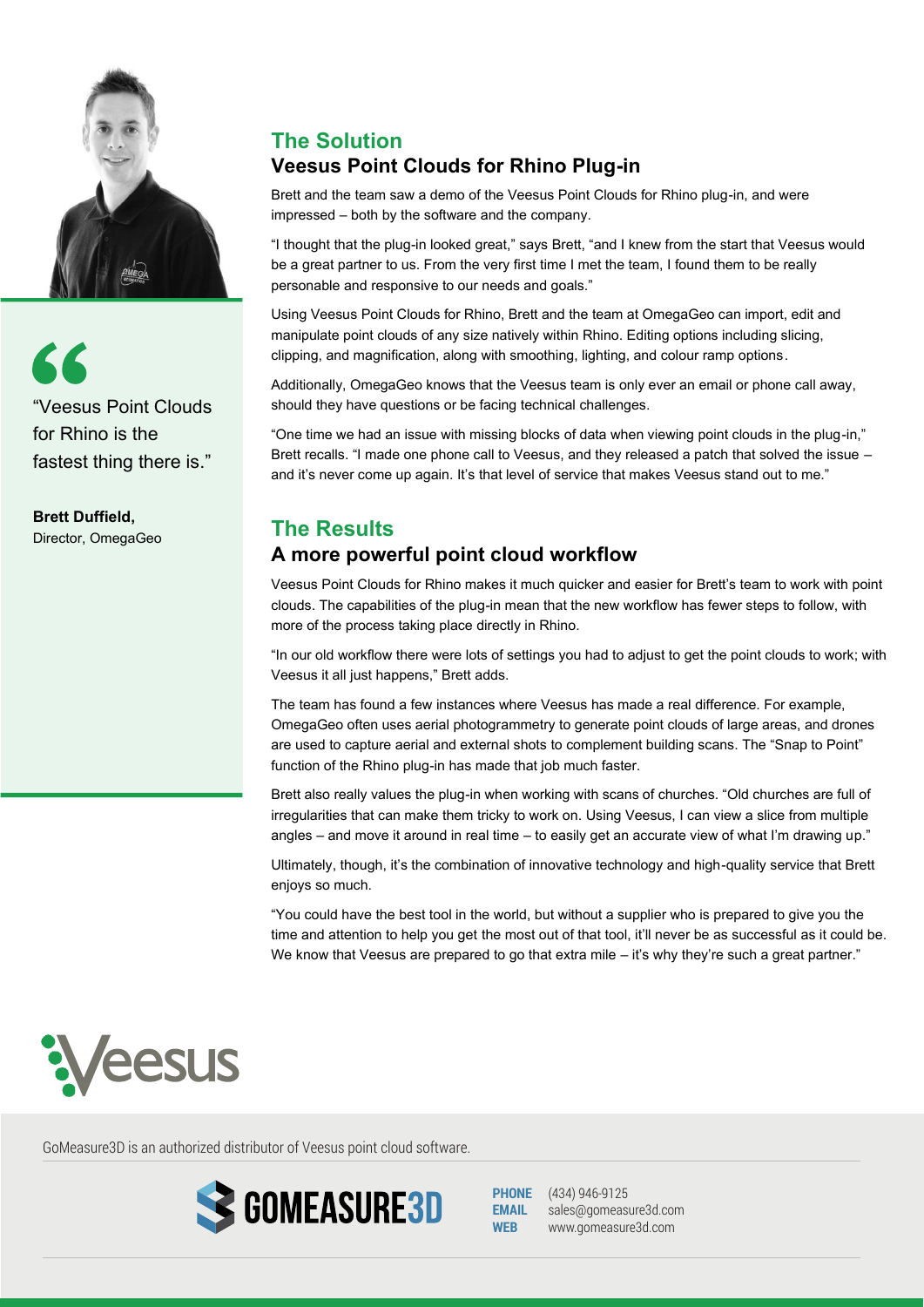> “Veesus Point Clouds for Rhino is the fastest thing there is.”
>
> **Brett Duffield,**
> Director, OmegaGeo

## The Solution

### Veesus Point Clouds for Rhino Plug-in

Brett and the team saw a demo of the Veesus Point Clouds for Rhino plug-in, and were impressed – both by the software and the company.

“I thought that the plug-in looked great,” says Brett, “and I knew from the start that Veesus would be a great partner to us. From the very first time I met the team, I found them to be really personable and responsive to our needs and goals.”

Using Veesus Point Clouds for Rhino, Brett and the team at OmegaGeo can import, edit and manipulate point clouds of any size natively within Rhino. Editing options including slicing, clipping, and magnification, along with smoothing, lighting, and colour ramp options.

Additionally, OmegaGeo knows that the Veesus team is only ever an email or phone call away, should they have questions or be facing technical challenges.

“One time we had an issue with missing blocks of data when viewing point clouds in the plug-in,” Brett recalls. “I made one phone call to Veesus, and they released a patch that solved the issue – and it’s never come up again. It’s that level of service that makes Veesus stand out to me.”

## The Results

### A more powerful point cloud workflow

Veesus Point Clouds for Rhino makes it much quicker and easier for Brett’s team to work with point clouds. The capabilities of the plug-in mean that the new workflow has fewer steps to follow, with more of the process taking place directly in Rhino.

“In our old workflow there were lots of settings you had to adjust to get the point clouds to work; with Veesus it all just happens,” Brett adds.

The team has found a few instances where Veesus has made a real difference. For example, OmegaGeo often uses aerial photogrammetry to generate point clouds of large areas, and drones are used to capture aerial and external shots to complement building scans. The “Snap to Point” function of the Rhino plug-in has made that job much faster.

Brett also really values the plug-in when working with scans of churches. “Old churches are full of irregularities that can make them tricky to work on. Using Veesus, I can view a slice from multiple angles – and move it around in real time – to easily get an accurate view of what I’m drawing up.”

Ultimately, though, it’s the combination of innovative technology and high-quality service that Brett enjoys so much.

“You could have the best tool in the world, but without a supplier who is prepared to give you the time and attention to help you get the most out of that tool, it’ll never be as successful as it could be. We know that Veesus are prepared to go that extra mile – it’s why they’re such a great partner.”

Veesus

GoMeasure3D is an authorized distributor of Veesus point cloud software.

GOMEASURE3D

**PHONE** (434) 946-9125
**EMAIL** sales@gomeasure3d.com
**WEB** www.gomeasure3d.com